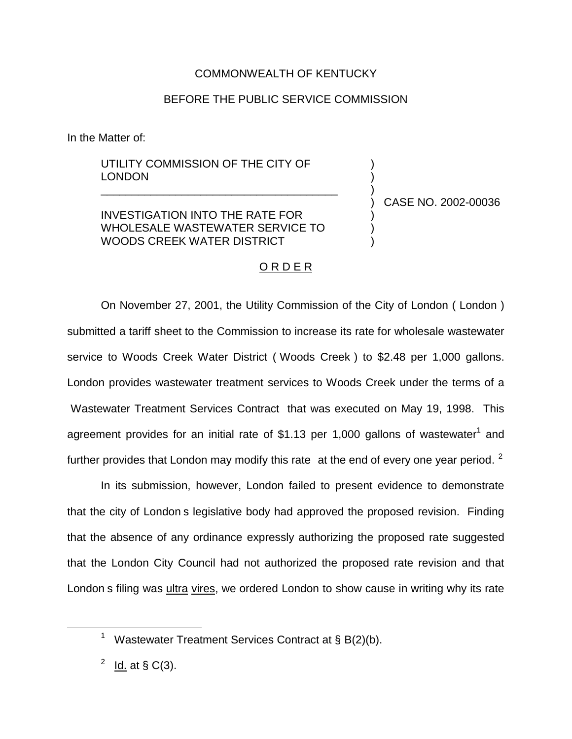COMMONWEALTH OF KENTUCKY

BEFORE THE PUBLIC SERVICE COMMISSION

In the Matter of:

| | | |
|---|---|---|
| UTILITY COMMISSION OF THE CITY OF LONDON<br>______________________________________<br>INVESTIGATION INTO THE RATE FOR WHOLESALE WASTEWATER SERVICE TO WOODS CREEK WATER DISTRICT | ) | CASE NO. 2002-00036 |

O R D E R

On November 27, 2001, the Utility Commission of the City of London ( London ) submitted a tariff sheet to the Commission to increase its rate for wholesale wastewater service to Woods Creek Water District ( Woods Creek ) to $2.48 per 1,000 gallons. London provides wastewater treatment services to Woods Creek under the terms of a Wastewater Treatment Services Contract that was executed on May 19, 1998. This agreement provides for an initial rate of $1.13 per 1,000 gallons of wastewater[1] and further provides that London may modify this rate at the end of every one year period. [2]

In its submission, however, London failed to present evidence to demonstrate that the city of London s legislative body had approved the proposed revision. Finding that the absence of any ordinance expressly authorizing the proposed rate suggested that the London City Council had not authorized the proposed rate revision and that London s filing was ultra vires, we ordered London to show cause in writing why its rate

---

[1] Wastewater Treatment Services Contract at § B(2)(b).

[2] Id. at § C(3).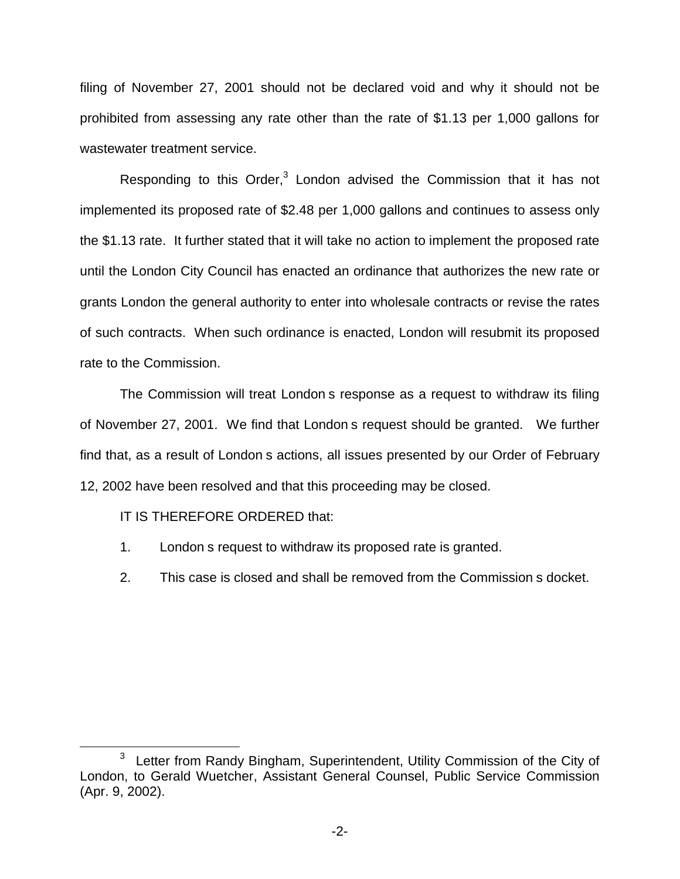filing of November 27, 2001 should not be declared void and why it should not be prohibited from assessing any rate other than the rate of $1.13 per 1,000 gallons for wastewater treatment service.

Responding to this Order,[3] London advised the Commission that it has not implemented its proposed rate of $2.48 per 1,000 gallons and continues to assess only the $1.13 rate. It further stated that it will take no action to implement the proposed rate until the London City Council has enacted an ordinance that authorizes the new rate or grants London the general authority to enter into wholesale contracts or revise the rates of such contracts. When such ordinance is enacted, London will resubmit its proposed rate to the Commission.

The Commission will treat London s response as a request to withdraw its filing of November 27, 2001. We find that London s request should be granted. We further find that, as a result of London s actions, all issues presented by our Order of February 12, 2002 have been resolved and that this proceeding may be closed.

IT IS THEREFORE ORDERED that:

1. London s request to withdraw its proposed rate is granted.

2. This case is closed and shall be removed from the Commission s docket.

[3] Letter from Randy Bingham, Superintendent, Utility Commission of the City of London, to Gerald Wuetcher, Assistant General Counsel, Public Service Commission (Apr. 9, 2002).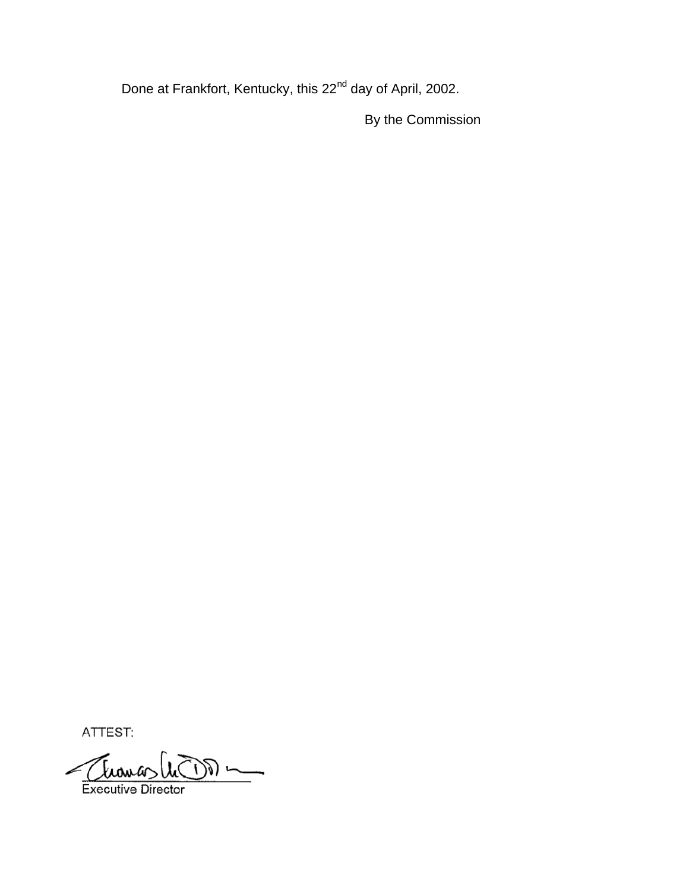Done at Frankfort, Kentucky, this 22nd day of April, 2002.

By the Commission

ATTEST:

Executive Director